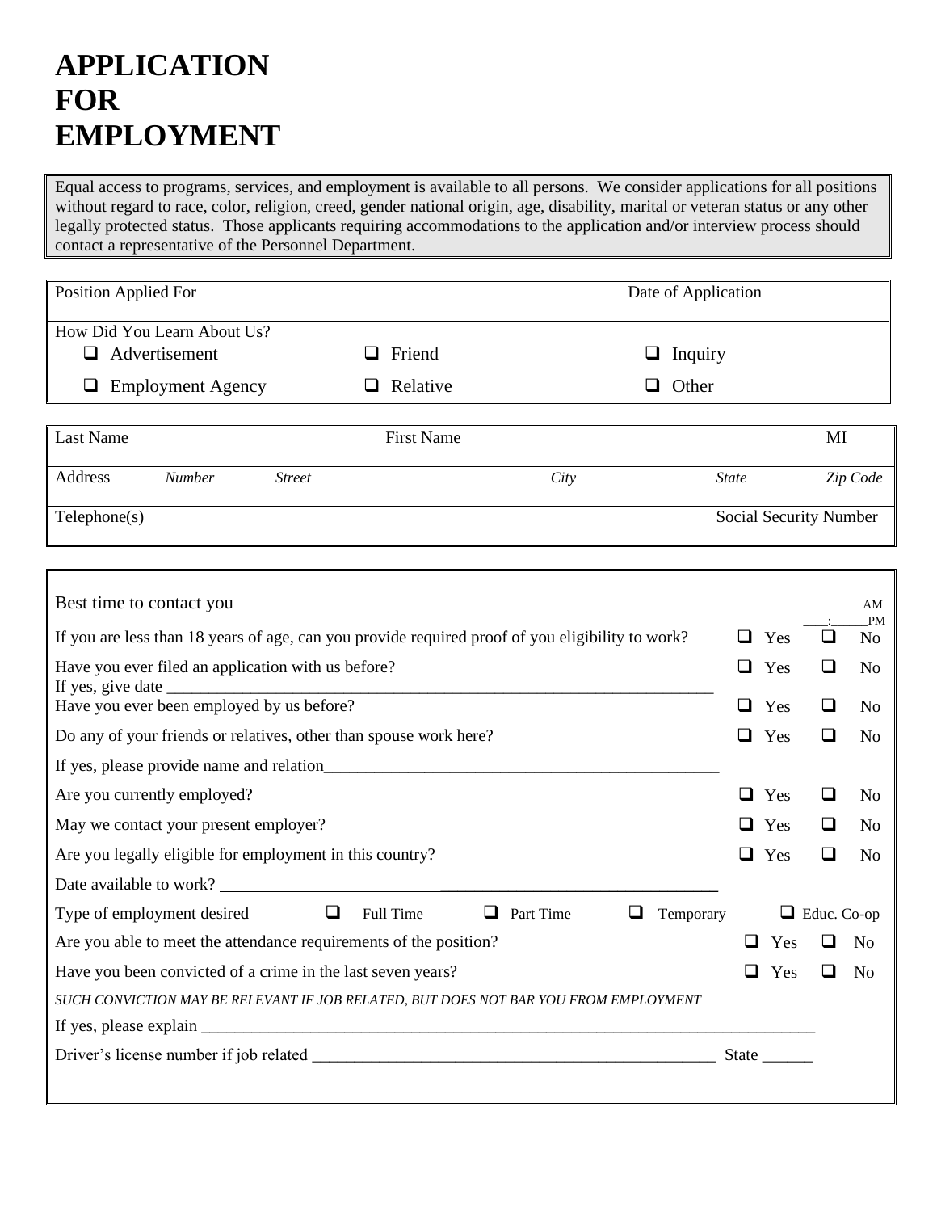# APPLICATION FOR EMPLOYMENT

Equal access to programs, services, and employment is available to all persons. We consider applications for all positions without regard to race, color, religion, creed, gender national origin, age, disability, marital or veteran status or any other legally protected status. Those applicants requiring accommodations to the application and/or interview process should contact a representative of the Personnel Department.

| Position Applied For | | Date of Application |
|---|---|---|
| How Did You Learn About Us? | | |
| ❑ Advertisement | ❑ Friend | ❑ Inquiry |
| ❑ Employment Agency | ❑ Relative | ❑ Other |

| Last Name | | | First Name | | MI |
|---|---|---|---|---|---|
| Address *Number* | *Street* | | *City* | *State* | *Zip Code* |
| Telephone(s) | | | | Social Security Number | |

Best time to contact you ____:______ AM PM

If you are less than 18 years of age, can you provide required proof of you eligibility to work? ❑ Yes ❑ No

Have you ever filed an application with us before? ❑ Yes ❑ No

If yes, give date ______________________________________________________________________

Have you ever been employed by us before? ❑ Yes ❑ No

Do any of your friends or relatives, other than spouse work here? ❑ Yes ❑ No

If yes, please provide name and relation__________________________________________________

Are you currently employed? ❑ Yes ❑ No

May we contact your present employer? ❑ Yes ❑ No

Are you legally eligible for employment in this country? ❑ Yes ❑ No

Date available to work? ______________________________________________________________

Type of employment desired ❑ Full Time ❑ Part Time ❑ Temporary ❑ Educ. Co-op

Are you able to meet the attendance requirements of the position? ❑ Yes ❑ No

Have you been convicted of a crime in the last seven years? ❑ Yes ❑ No

*SUCH CONVICTION MAY BE RELEVANT IF JOB RELATED, BUT DOES NOT BAR YOU FROM EMPLOYMENT*

If yes, please explain _______________________________________________________________________________

Driver's license number if job related __________________________________________________ State ______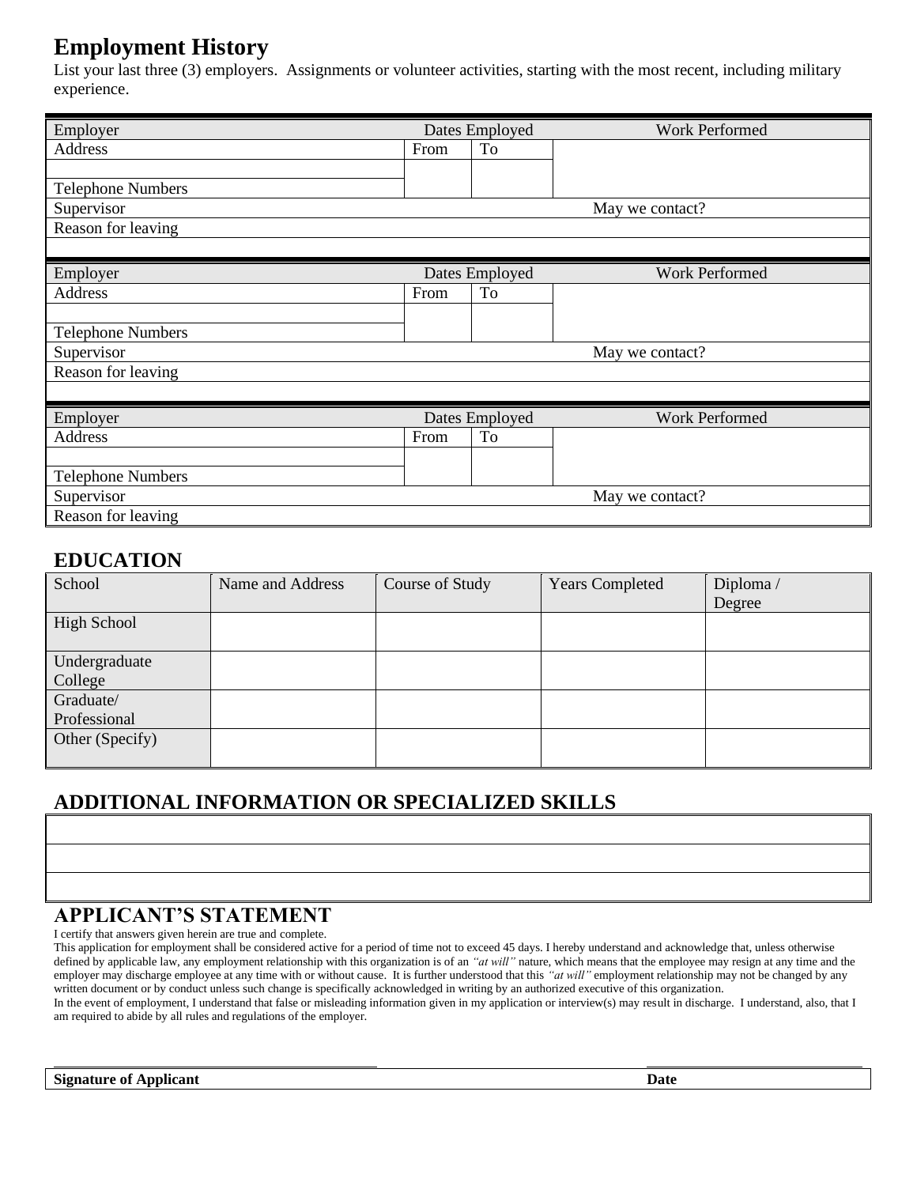# Employment History

List your last three (3) employers. Assignments or volunteer activities, starting with the most recent, including military experience.

| Employer | Dates Employed | | Work Performed |
|---|---|---|---|
| Address | From | To | |
| | | | |
| Telephone Numbers | | | |
| Supervisor | | | May we contact? |
| Reason for leaving | | | |
| | | | |

| Employer | Dates Employed | | Work Performed |
|---|---|---|---|
| Address | From | To | |
| | | | |
| Telephone Numbers | | | |
| Supervisor | | | May we contact? |
| Reason for leaving | | | |
| | | | |

| Employer | Dates Employed | | Work Performed |
|---|---|---|---|
| Address | From | To | |
| | | | |
| Telephone Numbers | | | |
| Supervisor | | | May we contact? |
| Reason for leaving | | | |

## EDUCATION

| School | Name and Address | Course of Study | Years Completed | Diploma / Degree |
|---|---|---|---|---|
| High School | | | | |
| Undergraduate College | | | | |
| Graduate/ Professional | | | | |
| Other (Specify) | | | | |

## ADDITIONAL INFORMATION OR SPECIALIZED SKILLS

| |
|---|
| |
| |
| |

## APPLICANT'S STATEMENT

I certify that answers given herein are true and complete.

This application for employment shall be considered active for a period of time not to exceed 45 days. I hereby understand and acknowledge that, unless otherwise defined by applicable law, any employment relationship with this organization is of an *"at will"* nature, which means that the employee may resign at any time and the employer may discharge employee at any time with or without cause. It is further understood that this *"at will"* employment relationship may not be changed by any written document or by conduct unless such change is specifically acknowledged in writing by an authorized executive of this organization.

In the event of employment, I understand that false or misleading information given in my application or interview(s) may result in discharge. I understand, also, that I am required to abide by all rules and regulations of the employer.

**Signature of Applicant** **Date**